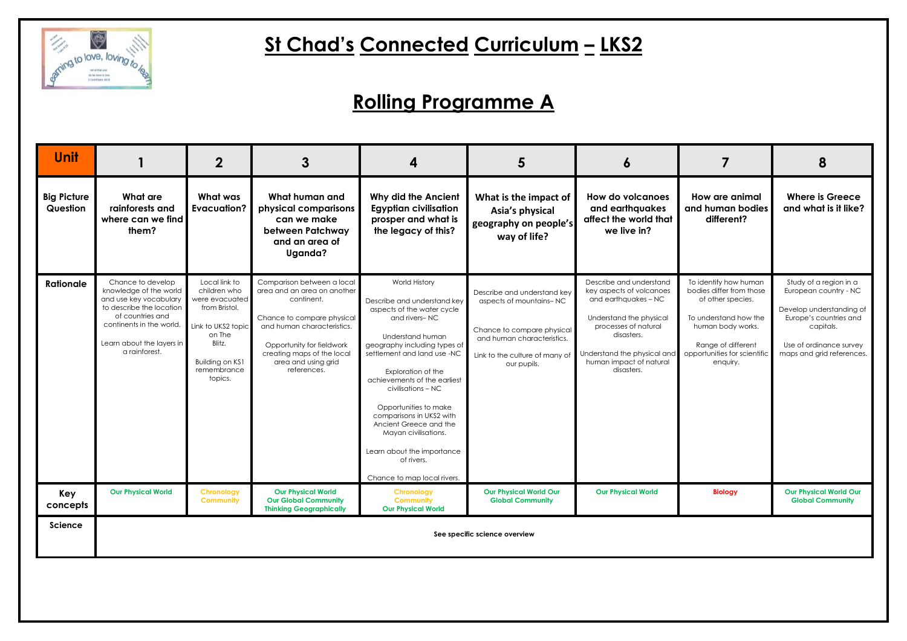# St Chad's Connected Curriculum – LKS2

## Rolling Programme A

| Unit | 1 | 2 | 3 | 4 | 5 | 6 | 7 | 8 |
|---|---|---|---|---|---|---|---|---|
| **Big Picture Question** | **What are rainforests and where can we find them?** | **What was Evacuation?** | **What human and physical comparisons can we make between Patchway and an area of Uganda?** | **Why did the Ancient Egyptian civilisation prosper and what is the legacy of this?** | **What is the impact of Asia's physical geography on people's way of life?** | **How do volcanoes and earthquakes affect the world that we live in?** | **How are animal and human bodies different?** | **Where is Greece and what is it like?** |
| **Rationale** | Chance to develop knowledge of the world and use key vocabulary to describe the location of countries and continents in the world.<br><br>Learn about the layers in a rainforest. | Local link to children who were evacuated from Bristol.<br><br>Link to UKS2 topic on The Blitz.<br><br>Building on KS1 remembrance topics. | Comparison between a local area and an area on another continent.<br><br>Chance to compare physical and human characteristics.<br><br>Opportunity for fieldwork creating maps of the local area and using grid references. | World History<br><br>Describe and understand key aspects of the water cycle and rivers– NC<br><br>Understand human geography including types of settlement and land use -NC<br><br>Exploration of the achievements of the earliest civilisations – NC<br><br>Opportunities to make comparisons in UKS2 with Ancient Greece and the Mayan civilisations.<br><br>Learn about the importance of rivers.<br><br>Chance to map local rivers. | Describe and understand key aspects of mountains– NC<br><br>Chance to compare physical and human characteristics.<br><br>Link to the culture of many of our pupils. | Describe and understand key aspects of volcanoes and earthquakes – NC<br><br>Understand the physical processes of natural disasters.<br><br>Understand the physical and human impact of natural disasters. | To identify how human bodies differ from those of other species.<br><br>To understand how the human body works.<br><br>Range of different opportunities for scientific enquiry. | Study of a region in a European country - NC<br><br>Develop understanding of Europe's countries and capitals.<br><br>Use of ordinance survey maps and grid references. |
| **Key concepts** | Our Physical World | Chronology<br>Community | Our Physical World<br>Our Global Community<br>Thinking Geographically | Chronology<br>Community<br>Our Physical World | Our Physical World Our Global Community | Our Physical World | Biology | Our Physical World Our Global Community |
| **Science** | **See specific science overview** | | | | | | | |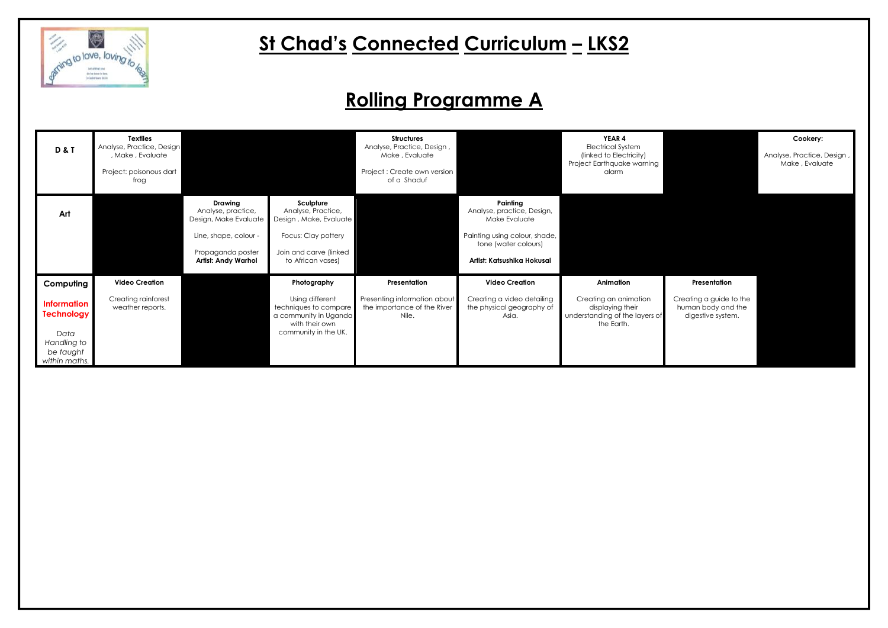# St Chad's Connected Curriculum – LKS2

## Rolling Programme A

| | | | | | | | | |
|---|---|---|---|---|---|---|---|---|
| **D & T** | **Textiles** Analyse, Practice, Design , Make , Evaluate<br><br>Project: poisonous dart frog | | | **Structures** Analyse, Practice, Design , Make , Evaluate<br><br>Project : Create own version of a Shaduf | | **YEAR 4** Electrical System (linked to Electricity) Project Earthquake warning alarm | | **Cookery:**<br><br>Analyse, Practice, Design , Make , Evaluate |
| **Art** | | **Drawing** Analyse, practice, Design, Make Evaluate<br><br>Line, shape, colour -<br><br>Propaganda poster **Artist: Andy Warhol** | **Sculpture** Analyse, Practice, Design , Make, Evaluate<br><br>Focus: Clay pottery<br><br>Join and carve (linked to African vases) | | **Painting** Analyse, practice, Design, Make Evaluate<br><br>Painting using colour, shade, tone (water colours)<br><br>**Artist: Katsushika Hokusai** | | | |
| **Computing**<br><br>**Information Technology**<br><br>*Data Handling to be taught within maths.* | **Video Creation**<br><br>Creating rainforest weather reports. | | **Photography**<br><br>Using different techniques to compare a community in Uganda with their own community in the UK. | **Presentation**<br><br>Presenting information about the importance of the River Nile. | **Video Creation**<br><br>Creating a video detailing the physical geography of Asia. | **Animation**<br><br>Creating an animation displaying their understanding of the layers of the Earth. | **Presentation**<br><br>Creating a guide to the human body and the digestive system. | |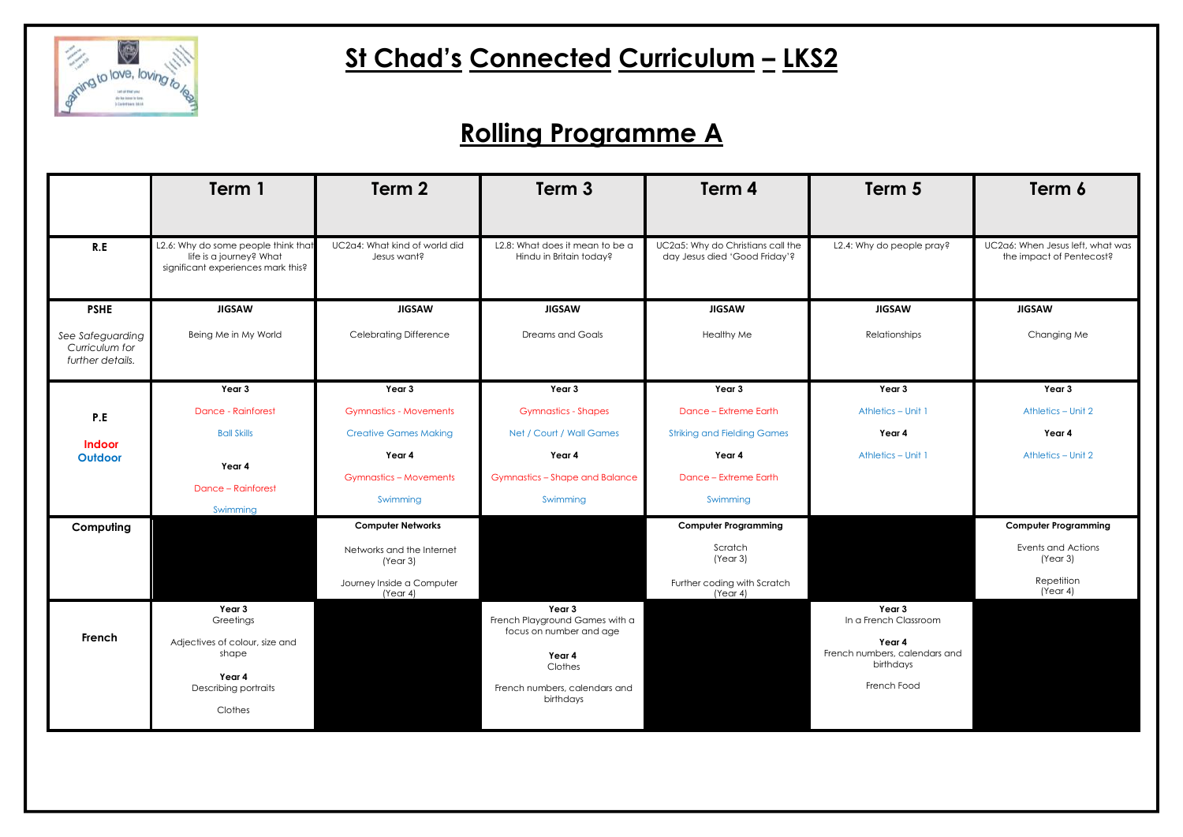# St Chad's Connected Curriculum – LKS2

## Rolling Programme A

| | Term 1 | Term 2 | Term 3 | Term 4 | Term 5 | Term 6 |
|---|---|---|---|---|---|---|
| **R.E** | L2.6: Why do some people think that life is a journey? What significant experiences mark this? | UC2a4: What kind of world did Jesus want? | L2.8: What does it mean to be a Hindu in Britain today? | UC2a5: Why do Christians call the day Jesus died 'Good Friday'? | L2.4: Why do people pray? | UC2a6: When Jesus left, what was the impact of Pentecost? |
| **PSHE**<br><br>*See Safeguarding Curriculum for further details.* | **JIGSAW**<br><br>Being Me in My World | **JIGSAW**<br><br>Celebrating Difference | **JIGSAW**<br><br>Dreams and Goals | **JIGSAW**<br><br>Healthy Me | **JIGSAW**<br><br>Relationships | **JIGSAW**<br><br>Changing Me |
| **P.E**<br><br>**Indoor**<br>**Outdoor** | **Year 3**<br><br>Dance - Rainforest<br><br>Ball Skills<br><br>**Year 4**<br><br>Dance – Rainforest<br><br>Swimming | **Year 3**<br><br>Gymnastics - Movements<br><br>Creative Games Making<br><br>**Year 4**<br><br>Gymnastics – Movements<br><br>Swimming | **Year 3**<br><br>Gymnastics - Shapes<br><br>Net / Court / Wall Games<br><br>**Year 4**<br><br>Gymnastics – Shape and Balance<br><br>Swimming | **Year 3**<br><br>Dance – Extreme Earth<br><br>Striking and Fielding Games<br><br>**Year 4**<br><br>Dance – Extreme Earth<br><br>Swimming | **Year 3**<br><br>Athletics – Unit 1<br><br>**Year 4**<br><br>Athletics – Unit 1 | **Year 3**<br><br>Athletics – Unit 2<br><br>**Year 4**<br><br>Athletics – Unit 2 |
| **Computing** | | **Computer Networks**<br><br>Networks and the Internet (Year 3)<br><br>Journey Inside a Computer (Year 4) | | **Computer Programming**<br><br>Scratch (Year 3)<br><br>Further coding with Scratch (Year 4) | | **Computer Programming**<br><br>Events and Actions (Year 3)<br><br>Repetition (Year 4) |
| **French** | **Year 3**<br>Greetings<br><br>Adjectives of colour, size and shape<br><br>**Year 4**<br>Describing portraits<br><br>Clothes | | **Year 3**<br>French Playground Games with a focus on number and age<br><br>**Year 4**<br>Clothes<br><br>French numbers, calendars and birthdays | | **Year 3**<br>In a French Classroom<br><br>**Year 4**<br>French numbers, calendars and birthdays<br><br>French Food | |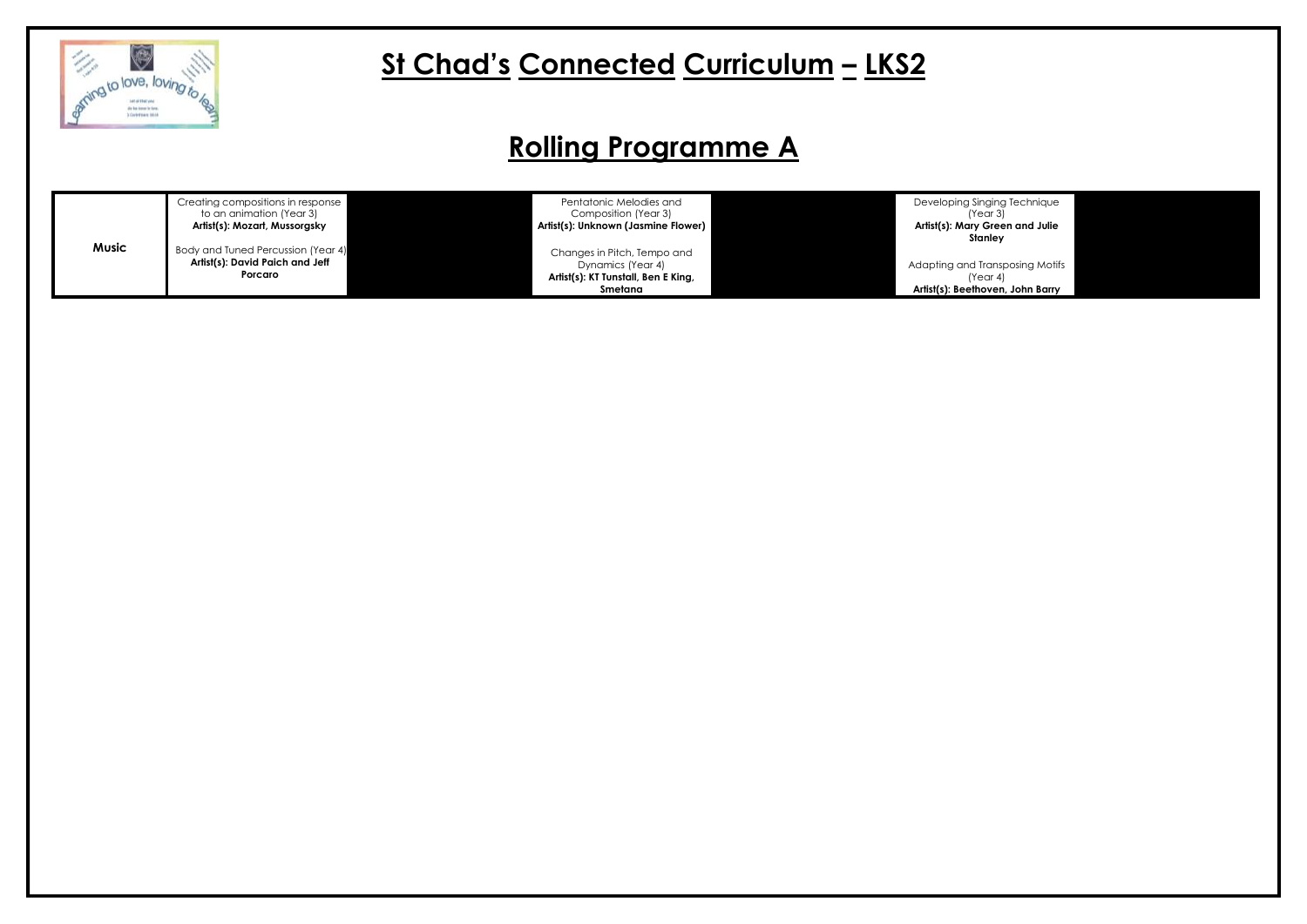# St Chad's Connected Curriculum – LKS2

# Rolling Programme A

| | | | | | | |
|---|---|---|---|---|---|---|
| **Music** | Creating compositions in response to an animation (Year 3)<br>**Artist(s): Mozart, Mussorgsky**<br><br>Body and Tuned Percussion (Year 4)<br>**Artist(s): David Paich and Jeff Porcaro** | | Pentatonic Melodies and Composition (Year 3)<br>**Artist(s): Unknown (Jasmine Flower)**<br><br>Changes in Pitch, Tempo and Dynamics (Year 4)<br>**Artist(s): KT Tunstall, Ben E King, Smetana** | | Developing Singing Technique (Year 3)<br>**Artist(s): Mary Green and Julie Stanley**<br><br>Adapting and Transposing Motifs (Year 4)<br>**Artist(s): Beethoven, John Barry** | |